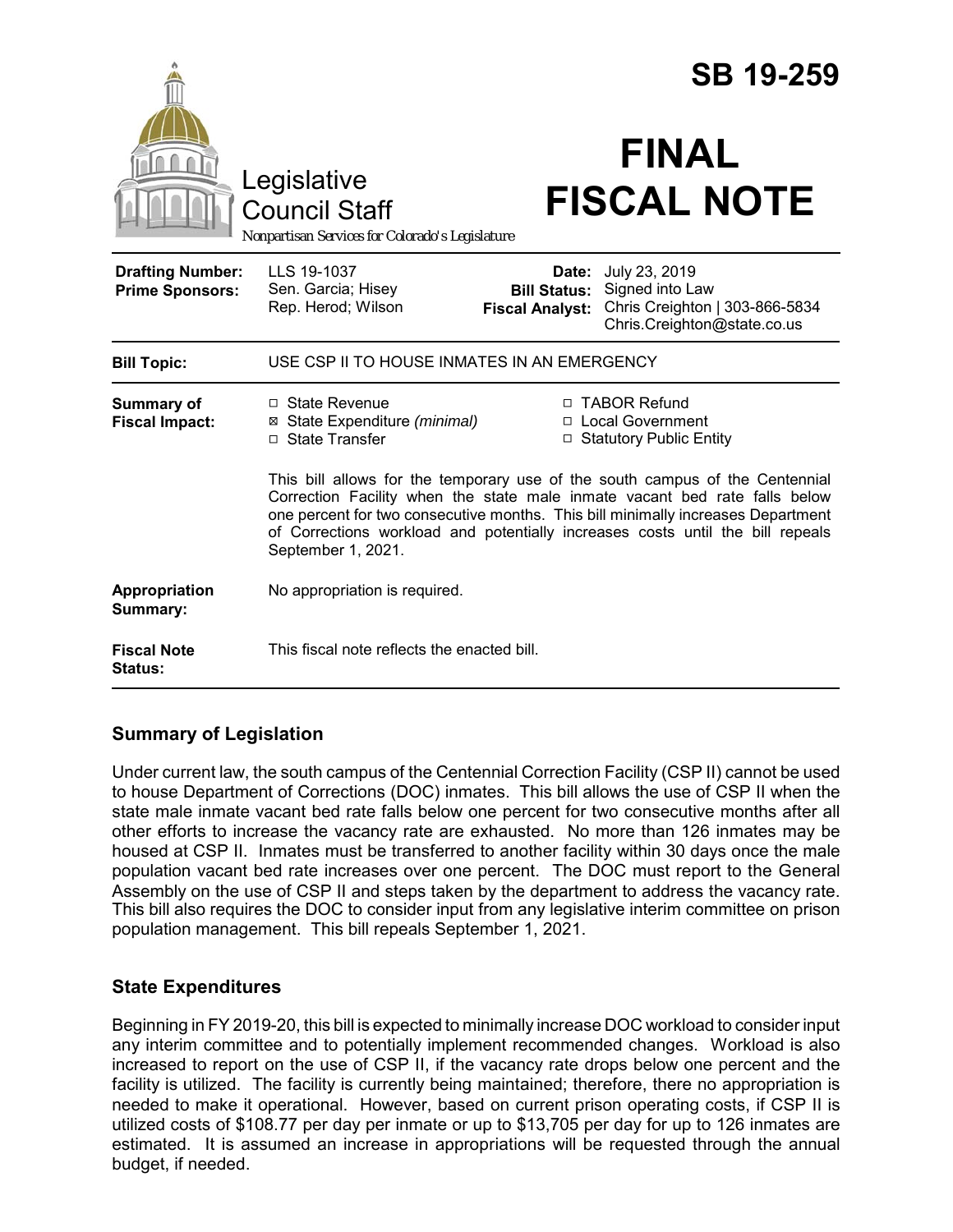# SB 19-259

Legislative Council Staff

*Nonpartisan Services for Colorado's Legislature*

# FINAL FISCAL NOTE

| | | | |
|---|---|---|---|
| **Drafting Number:** | LLS 19-1037 | **Date:** | July 23, 2019 |
| **Prime Sponsors:** | Sen. Garcia; Hisey<br>Rep. Herod; Wilson | **Bill Status:** | Signed into Law |
| | | **Fiscal Analyst:** | Chris Creighton \| 303-866-5834<br>Chris.Creighton@state.co.us |

| | |
|---|---|
| **Bill Topic:** | USE CSP II TO HOUSE INMATES IN AN EMERGENCY |
| **Summary of Fiscal Impact:** | ☐ State Revenue<br>☒ State Expenditure *(minimal)*<br>☐ State Transfer<br>☐ TABOR Refund<br>☐ Local Government<br>☐ Statutory Public Entity<br><br>This bill allows for the temporary use of the south campus of the Centennial Correction Facility when the state male inmate vacant bed rate falls below one percent for two consecutive months. This bill minimally increases Department of Corrections workload and potentially increases costs until the bill repeals September 1, 2021. |
| **Appropriation Summary:** | No appropriation is required. |
| **Fiscal Note Status:** | This fiscal note reflects the enacted bill. |

## Summary of Legislation

Under current law, the south campus of the Centennial Correction Facility (CSP II) cannot be used to house Department of Corrections (DOC) inmates. This bill allows the use of CSP II when the state male inmate vacant bed rate falls below one percent for two consecutive months after all other efforts to increase the vacancy rate are exhausted. No more than 126 inmates may be housed at CSP II. Inmates must be transferred to another facility within 30 days once the male population vacant bed rate increases over one percent. The DOC must report to the General Assembly on the use of CSP II and steps taken by the department to address the vacancy rate. This bill also requires the DOC to consider input from any legislative interim committee on prison population management. This bill repeals September 1, 2021.

## State Expenditures

Beginning in FY 2019-20, this bill is expected to minimally increase DOC workload to consider input any interim committee and to potentially implement recommended changes. Workload is also increased to report on the use of CSP II, if the vacancy rate drops below one percent and the facility is utilized. The facility is currently being maintained; therefore, there no appropriation is needed to make it operational. However, based on current prison operating costs, if CSP II is utilized costs of $108.77 per day per inmate or up to $13,705 per day for up to 126 inmates are estimated. It is assumed an increase in appropriations will be requested through the annual budget, if needed.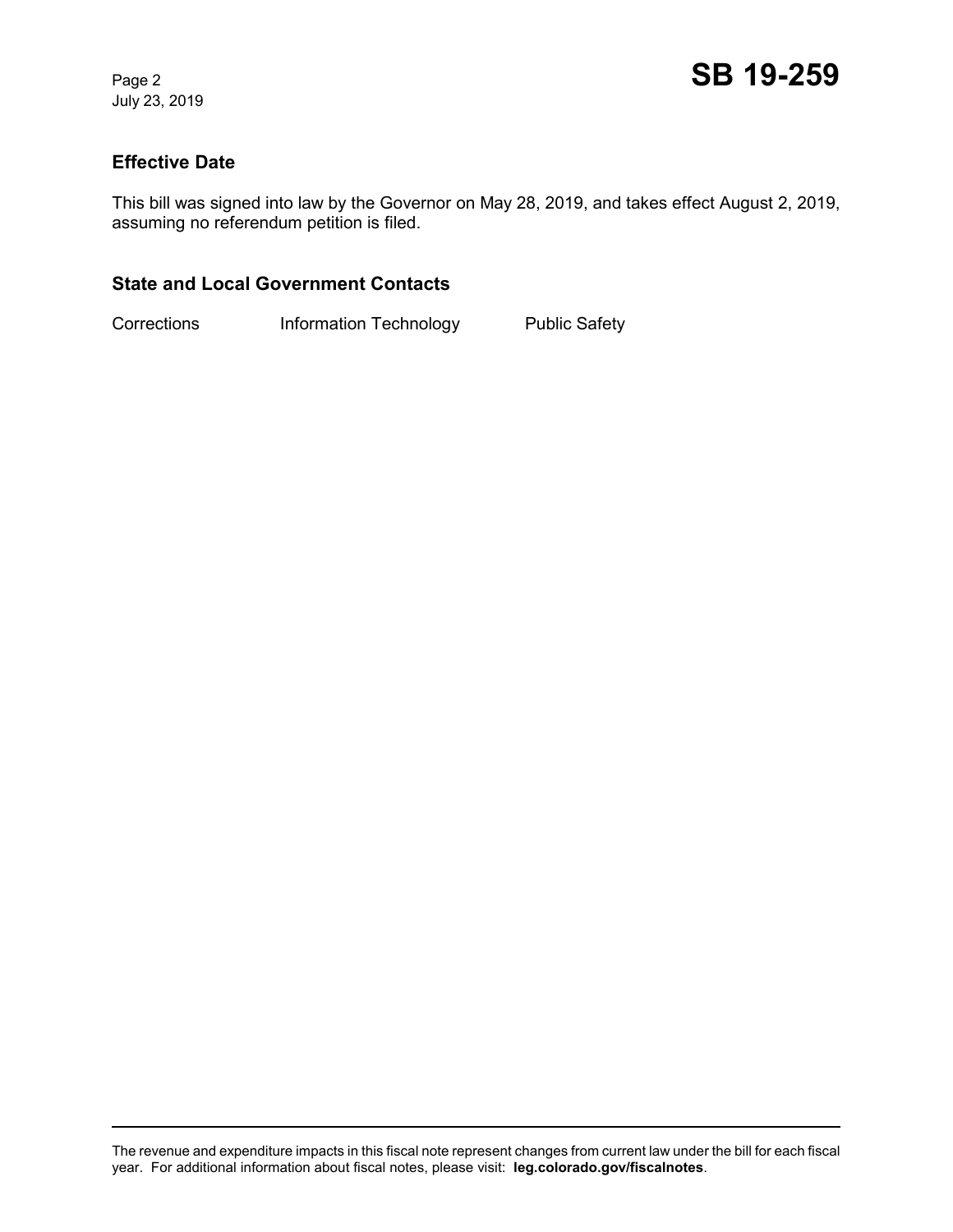## Effective Date

This bill was signed into law by the Governor on May 28, 2019, and takes effect August 2, 2019, assuming no referendum petition is filed.

## State and Local Government Contacts

Corrections    Information Technology    Public Safety

The revenue and expenditure impacts in this fiscal note represent changes from current law under the bill for each fiscal year. For additional information about fiscal notes, please visit: **leg.colorado.gov/fiscalnotes**.